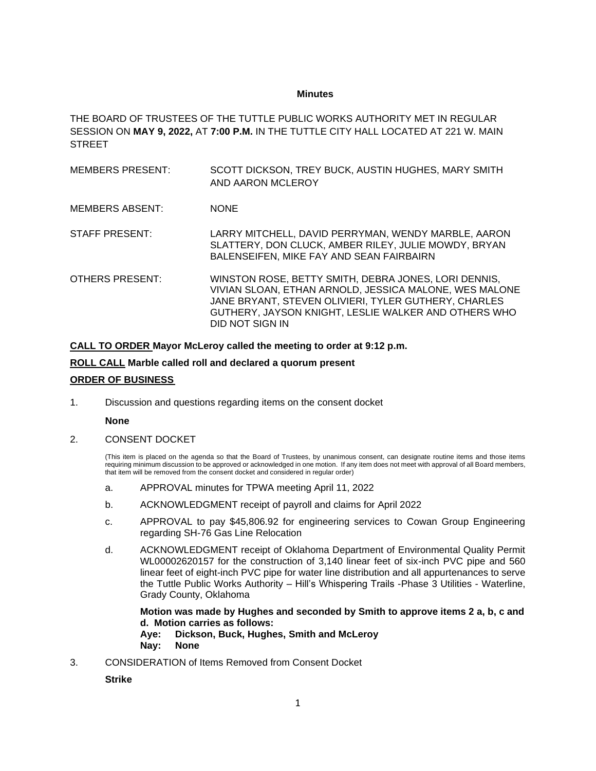**Minutes**

THE BOARD OF TRUSTEES OF THE TUTTLE PUBLIC WORKS AUTHORITY MET IN REGULAR SESSION ON **MAY 9, 2022,** AT **7:00 P.M.** IN THE TUTTLE CITY HALL LOCATED AT 221 W. MAIN STREET

MEMBERS PRESENT: SCOTT DICKSON, TREY BUCK, AUSTIN HUGHES, MARY SMITH AND AARON MCLEROY

MEMBERS ABSENT: NONE

STAFF PRESENT: LARRY MITCHELL, DAVID PERRYMAN, WENDY MARBLE, AARON SLATTERY, DON CLUCK, AMBER RILEY, JULIE MOWDY, BRYAN BALENSEIFEN, MIKE FAY AND SEAN FAIRBAIRN

OTHERS PRESENT: WINSTON ROSE, BETTY SMITH, DEBRA JONES, LORI DENNIS, VIVIAN SLOAN, ETHAN ARNOLD, JESSICA MALONE, WES MALONE JANE BRYANT, STEVEN OLIVIERI, TYLER GUTHERY, CHARLES GUTHERY, JAYSON KNIGHT, LESLIE WALKER AND OTHERS WHO DID NOT SIGN IN

**CALL TO ORDER Mayor McLeroy called the meeting to order at 9:12 p.m.**

**ROLL CALL Marble called roll and declared a quorum present**

**ORDER OF BUSINESS**

1. Discussion and questions regarding items on the consent docket

   **None**

2. CONSENT DOCKET

   (This item is placed on the agenda so that the Board of Trustees, by unanimous consent, can designate routine items and those items requiring minimum discussion to be approved or acknowledged in one motion. If any item does not meet with approval of all Board members, that item will be removed from the consent docket and considered in regular order)

   a. APPROVAL minutes for TPWA meeting April 11, 2022

   b. ACKNOWLEDGMENT receipt of payroll and claims for April 2022

   c. APPROVAL to pay $45,806.92 for engineering services to Cowan Group Engineering regarding SH-76 Gas Line Relocation

   d. ACKNOWLEDGMENT receipt of Oklahoma Department of Environmental Quality Permit WL00002620157 for the construction of 3,140 linear feet of six-inch PVC pipe and 560 linear feet of eight-inch PVC pipe for water line distribution and all appurtenances to serve the Tuttle Public Works Authority – Hill's Whispering Trails -Phase 3 Utilities - Waterline, Grady County, Oklahoma

   **Motion was made by Hughes and seconded by Smith to approve items 2 a, b, c and d. Motion carries as follows:**
   **Aye: Dickson, Buck, Hughes, Smith and McLeroy**
   **Nay: None**

3. CONSIDERATION of Items Removed from Consent Docket

   **Strike**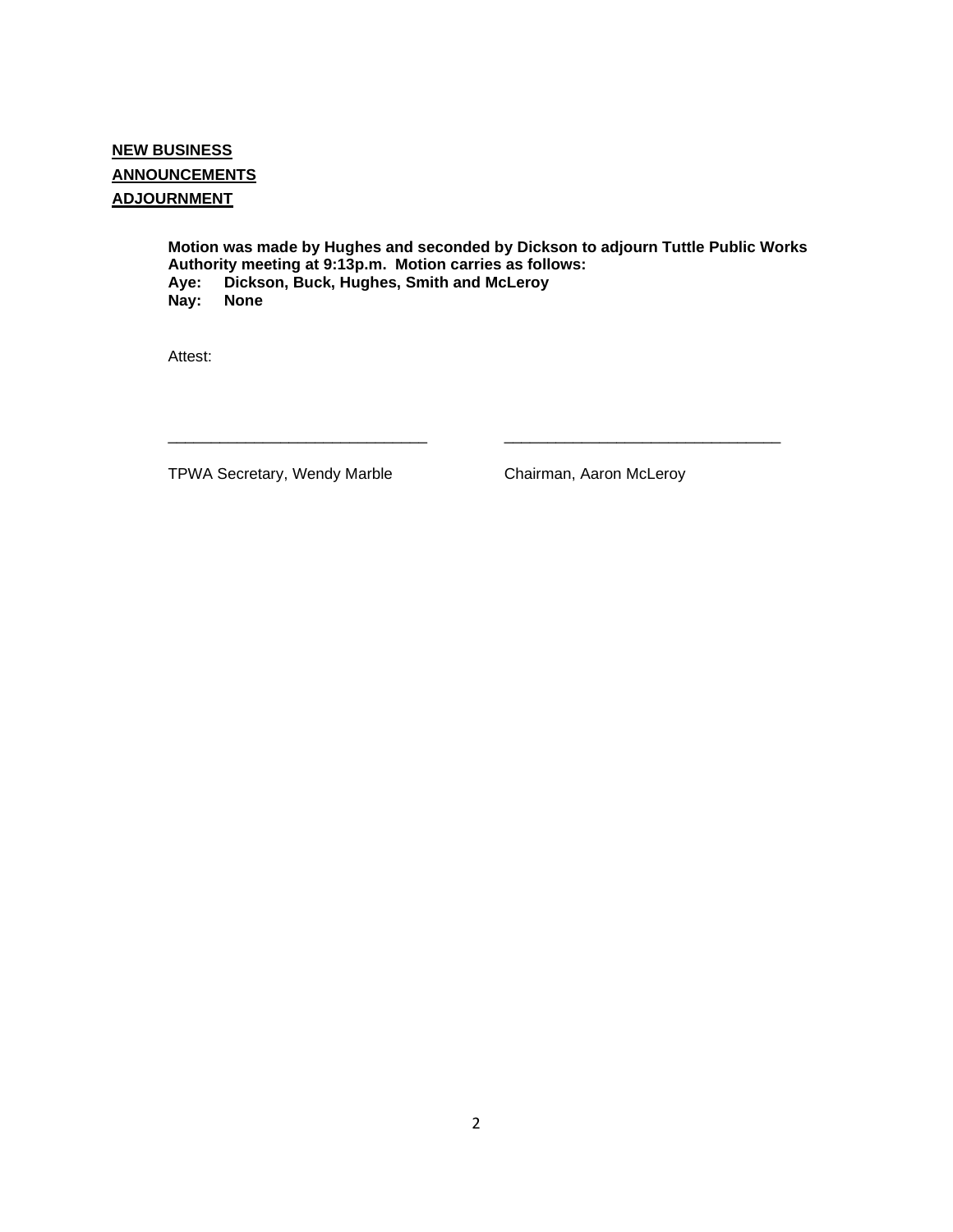**NEW BUSINESS**

**ANNOUNCEMENTS**

**ADJOURNMENT**

**Motion was made by Hughes and seconded by Dickson to adjourn Tuttle Public Works Authority meeting at 9:13p.m. Motion carries as follows:**
**Aye: Dickson, Buck, Hughes, Smith and McLeroy**
**Nay: None**

Attest:

\_\_\_\_\_\_\_\_\_\_\_\_\_\_\_\_\_\_\_\_\_\_\_\_\_\_\_\_\_\_ \_\_\_\_\_\_\_\_\_\_\_\_\_\_\_\_\_\_\_\_\_\_\_\_\_\_\_\_\_\_

TPWA Secretary, Wendy Marble Chairman, Aaron McLeroy